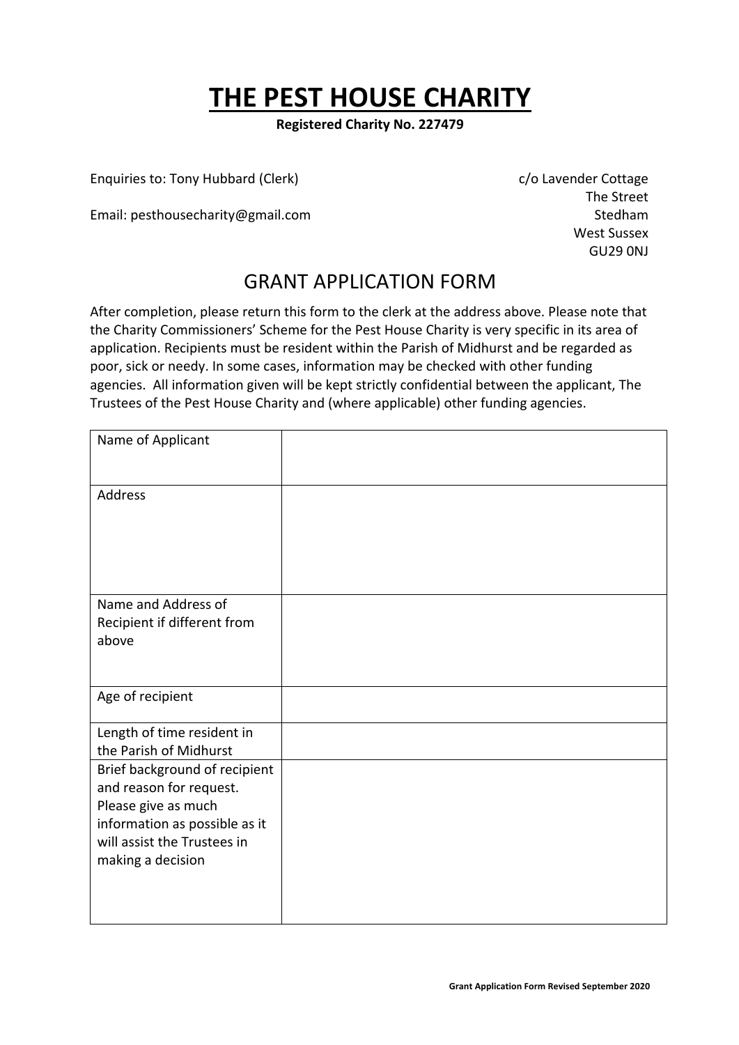# THE PEST HOUSE CHARITY

**Registered Charity No. 227479**

Enquiries to: Tony Hubbard (Clerk)

Email: pesthousecharity@gmail.com

c/o Lavender Cottage
The Street
Stedham
West Sussex
GU29 0NJ

## GRANT APPLICATION FORM

After completion, please return this form to the clerk at the address above. Please note that the Charity Commissioners' Scheme for the Pest House Charity is very specific in its area of application. Recipients must be resident within the Parish of Midhurst and be regarded as poor, sick or needy. In some cases, information may be checked with other funding agencies. All information given will be kept strictly confidential between the applicant, The Trustees of the Pest House Charity and (where applicable) other funding agencies.

| | |
|---|---|
| Name of Applicant | |
| Address | |
| Name and Address of Recipient if different from above | |
| Age of recipient | |
| Length of time resident in the Parish of Midhurst | |
| Brief background of recipient and reason for request. Please give as much information as possible as it will assist the Trustees in making a decision | |

Grant Application Form Revised September 2020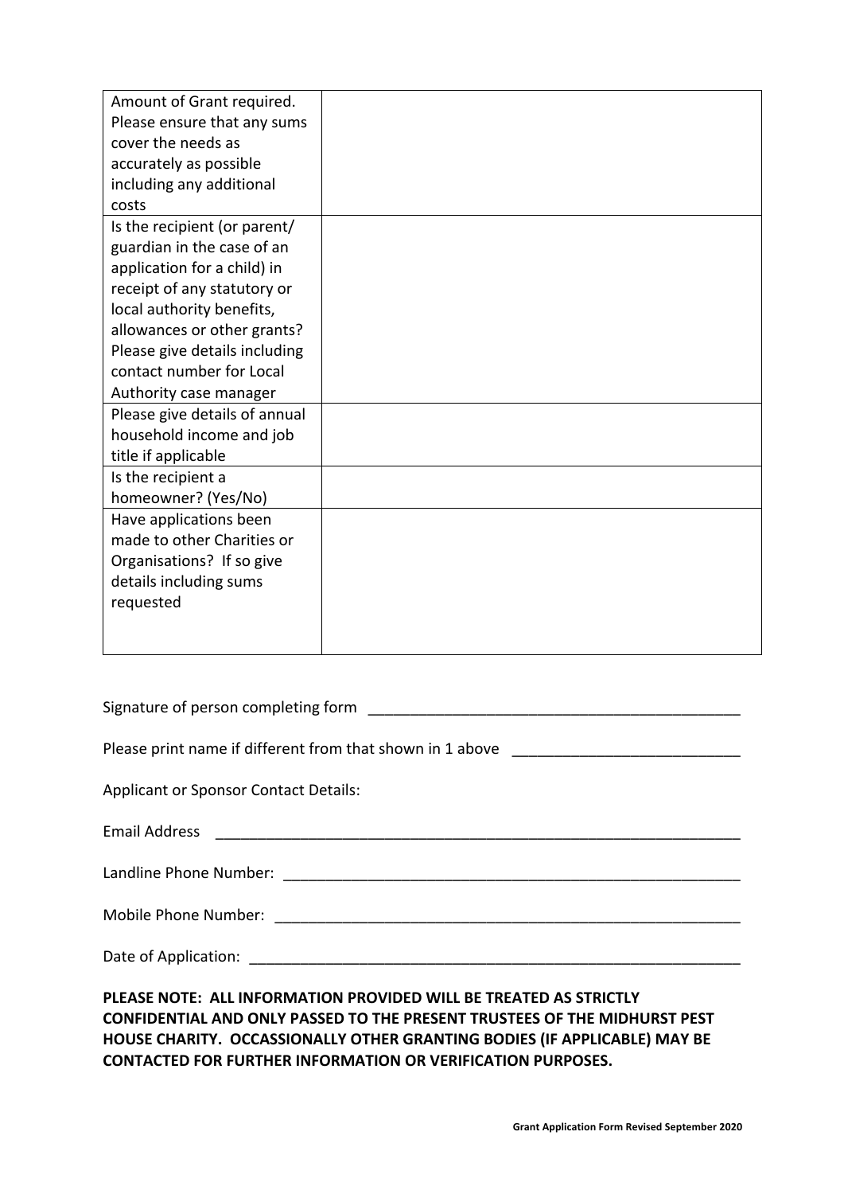| Field | Response |
| --- | --- |
| Amount of Grant required. Please ensure that any sums cover the needs as accurately as possible including any additional costs | |
| Is the recipient (or parent/ guardian in the case of an application for a child) in receipt of any statutory or local authority benefits, allowances or other grants? Please give details including contact number for Local Authority case manager | |
| Please give details of annual household income and job title if applicable | |
| Is the recipient a homeowner? (Yes/No) | |
| Have applications been made to other Charities or Organisations? If so give details including sums requested | |

Signature of person completing form ____________________________________________

Please print name if different from that shown in 1 above __________________________

Applicant or Sponsor Contact Details:

Email Address _______________________________________________________________

Landline Phone Number: ______________________________________________________

Mobile Phone Number: _______________________________________________________

Date of Application: __________________________________________________________

**PLEASE NOTE: ALL INFORMATION PROVIDED WILL BE TREATED AS STRICTLY CONFIDENTIAL AND ONLY PASSED TO THE PRESENT TRUSTEES OF THE MIDHURST PEST HOUSE CHARITY. OCCASSIONALLY OTHER GRANTING BODIES (IF APPLICABLE) MAY BE CONTACTED FOR FURTHER INFORMATION OR VERIFICATION PURPOSES.**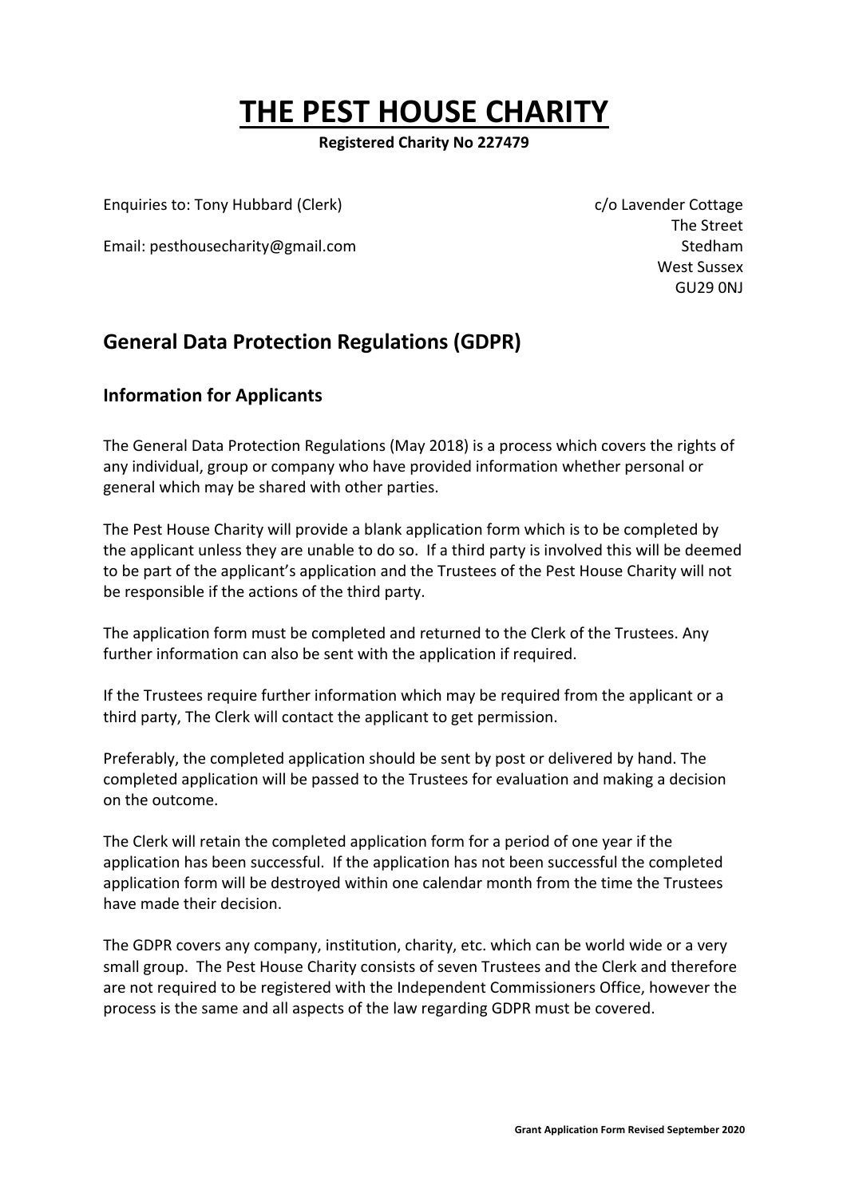# THE PEST HOUSE CHARITY

**Registered Charity No 227479**

Enquiries to: Tony Hubbard (Clerk)

Email: pesthousecharity@gmail.com

c/o Lavender Cottage
The Street
Stedham
West Sussex
GU29 0NJ

## General Data Protection Regulations (GDPR)

### Information for Applicants

The General Data Protection Regulations (May 2018) is a process which covers the rights of any individual, group or company who have provided information whether personal or general which may be shared with other parties.

The Pest House Charity will provide a blank application form which is to be completed by the applicant unless they are unable to do so. If a third party is involved this will be deemed to be part of the applicant's application and the Trustees of the Pest House Charity will not be responsible if the actions of the third party.

The application form must be completed and returned to the Clerk of the Trustees. Any further information can also be sent with the application if required.

If the Trustees require further information which may be required from the applicant or a third party, The Clerk will contact the applicant to get permission.

Preferably, the completed application should be sent by post or delivered by hand. The completed application will be passed to the Trustees for evaluation and making a decision on the outcome.

The Clerk will retain the completed application form for a period of one year if the application has been successful. If the application has not been successful the completed application form will be destroyed within one calendar month from the time the Trustees have made their decision.

The GDPR covers any company, institution, charity, etc. which can be world wide or a very small group. The Pest House Charity consists of seven Trustees and the Clerk and therefore are not required to be registered with the Independent Commissioners Office, however the process is the same and all aspects of the law regarding GDPR must be covered.